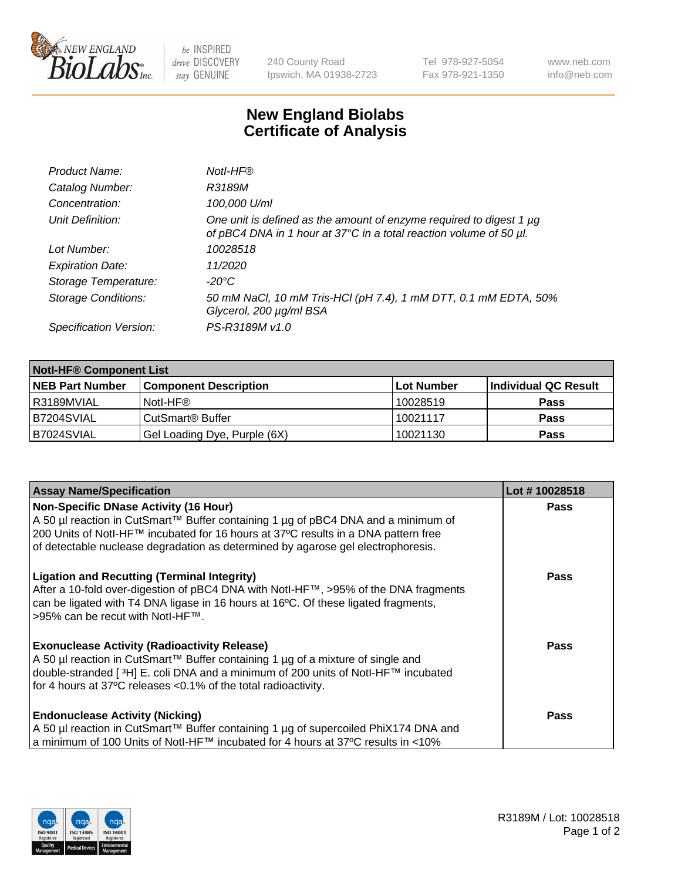# New England Biolabs
# Certificate of Analysis

| | |
|---|---|
| *Product Name:* | *NotI-HF®* |
| *Catalog Number:* | *R3189M* |
| *Concentration:* | *100,000 U/ml* |
| *Unit Definition:* | *One unit is defined as the amount of enzyme required to digest 1 µg of pBC4 DNA in 1 hour at 37°C in a total reaction volume of 50 µl.* |
| *Lot Number:* | *10028518* |
| *Expiration Date:* | *11/2020* |
| *Storage Temperature:* | *-20°C* |
| *Storage Conditions:* | *50 mM NaCl, 10 mM Tris-HCl (pH 7.4), 1 mM DTT, 0.1 mM EDTA, 50% Glycerol, 200 µg/ml BSA* |
| *Specification Version:* | *PS-R3189M v1.0* |

| NotI-HF® Component List | | | |
|---|---|---|---|
| **NEB Part Number** | **Component Description** | **Lot Number** | **Individual QC Result** |
| R3189MVIAL | NotI-HF® | 10028519 | **Pass** |
| B7204SVIAL | CutSmart® Buffer | 10021117 | **Pass** |
| B7024SVIAL | Gel Loading Dye, Purple (6X) | 10021130 | **Pass** |

| Assay Name/Specification | Lot # 10028518 |
|---|---|
| **Non-Specific DNase Activity (16 Hour)** A 50 µl reaction in CutSmart™ Buffer containing 1 µg of pBC4 DNA and a minimum of 200 Units of NotI-HF™ incubated for 16 hours at 37ºC results in a DNA pattern free of detectable nuclease degradation as determined by agarose gel electrophoresis. | **Pass** |
| **Ligation and Recutting (Terminal Integrity)** After a 10-fold over-digestion of pBC4 DNA with NotI-HF™, >95% of the DNA fragments can be ligated with T4 DNA ligase in 16 hours at 16ºC. Of these ligated fragments, >95% can be recut with NotI-HF™. | **Pass** |
| **Exonuclease Activity (Radioactivity Release)** A 50 µl reaction in CutSmart™ Buffer containing 1 µg of a mixture of single and double-stranded [ $^3$H] E. coli DNA and a minimum of 200 units of NotI-HF™ incubated for 4 hours at 37ºC releases <0.1% of the total radioactivity. | **Pass** |
| **Endonuclease Activity (Nicking)** A 50 µl reaction in CutSmart™ Buffer containing 1 µg of supercoiled PhiX174 DNA and a minimum of 100 Units of NotI-HF™ incubated for 4 hours at 37ºC results in <10% | **Pass** |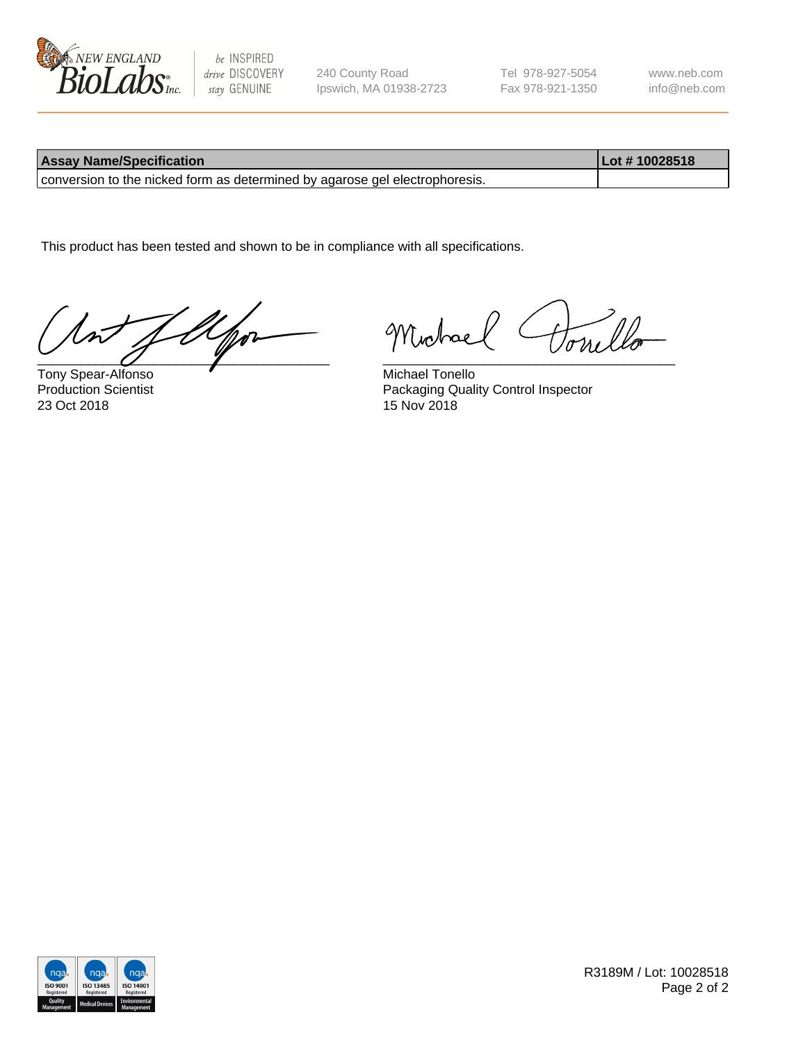| Assay Name/Specification | Lot # 10028518 |
|---|---|
| conversion to the nicked form as determined by agarose gel electrophoresis. | |

This product has been tested and shown to be in compliance with all specifications.

Tony Spear-Alfonso
Production Scientist
23 Oct 2018

Michael Tonello
Packaging Quality Control Inspector
15 Nov 2018

R3189M / Lot: 10028518